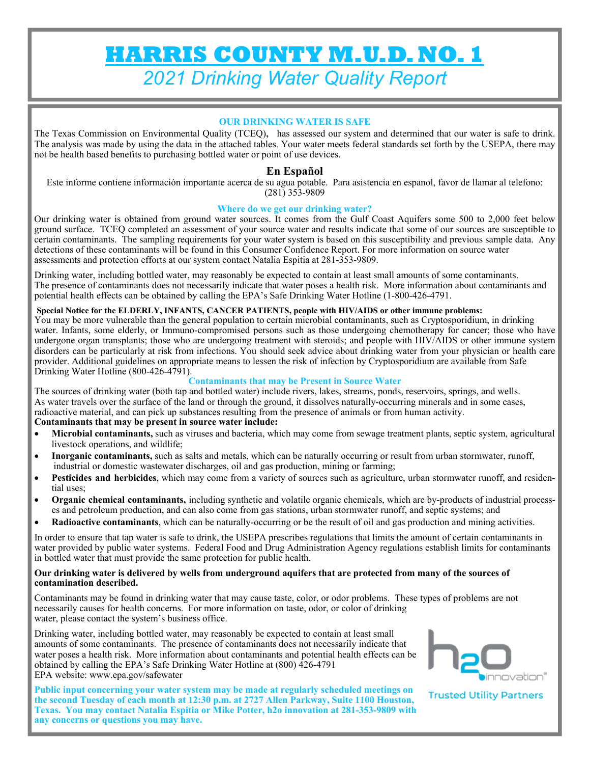# HARRIS COUNTY M.U.D. NO. 1

## *2021 Drinking Water Quality Report*

### OUR DRINKING WATER IS SAFE

The Texas Commission on Environmental Quality (TCEQ), has assessed our system and determined that our water is safe to drink. The analysis was made by using the data in the attached tables. Your water meets federal standards set forth by the USEPA, there may not be health based benefits to purchasing bottled water or point of use devices.

### En Español

Este informe contiene información importante acerca de su agua potable. Para asistencia en espanol, favor de llamar al telefono: (281) 353-9809

### Where do we get our drinking water?

Our drinking water is obtained from ground water sources. It comes from the Gulf Coast Aquifers some 500 to 2,000 feet below ground surface. TCEQ completed an assessment of your source water and results indicate that some of our sources are susceptible to certain contaminants. The sampling requirements for your water system is based on this susceptibility and previous sample data. Any detections of these contaminants will be found in this Consumer Confidence Report. For more information on source water assessments and protection efforts at our system contact Natalia Espitia at 281-353-9809.

Drinking water, including bottled water, may reasonably be expected to contain at least small amounts of some contaminants. The presence of contaminants does not necessarily indicate that water poses a health risk. More information about contaminants and potential health effects can be obtained by calling the EPA's Safe Drinking Water Hotline (1-800-426-4791.

**Special Notice for the ELDERLY, INFANTS, CANCER PATIENTS, people with HIV/AIDS or other immune problems:**
You may be more vulnerable than the general population to certain microbial contaminants, such as Cryptosporidium, in drinking water. Infants, some elderly, or Immuno-compromised persons such as those undergoing chemotherapy for cancer; those who have undergone organ transplants; those who are undergoing treatment with steroids; and people with HIV/AIDS or other immune system disorders can be particularly at risk from infections. You should seek advice about drinking water from your physician or health care provider. Additional guidelines on appropriate means to lessen the risk of infection by Cryptosporidium are available from Safe Drinking Water Hotline (800-426-4791).

### Contaminants that may be Present in Source Water

The sources of drinking water (both tap and bottled water) include rivers, lakes, streams, ponds, reservoirs, springs, and wells. As water travels over the surface of the land or through the ground, it dissolves naturally-occurring minerals and in some cases, radioactive material, and can pick up substances resulting from the presence of animals or from human activity.

**Contaminants that may be present in source water include:**

- **Microbial contaminants,** such as viruses and bacteria, which may come from sewage treatment plants, septic system, agricultural livestock operations, and wildlife;
- **Inorganic contaminants,** such as salts and metals, which can be naturally occurring or result from urban stormwater, runoff, industrial or domestic wastewater discharges, oil and gas production, mining or farming;
- **Pesticides and herbicides**, which may come from a variety of sources such as agriculture, urban stormwater runoff, and residential uses;
- **Organic chemical contaminants,** including synthetic and volatile organic chemicals, which are by-products of industrial processes and petroleum production, and can also come from gas stations, urban stormwater runoff, and septic systems; and
- **Radioactive contaminants**, which can be naturally-occurring or be the result of oil and gas production and mining activities.

In order to ensure that tap water is safe to drink, the USEPA prescribes regulations that limits the amount of certain contaminants in water provided by public water systems. Federal Food and Drug Administration Agency regulations establish limits for contaminants in bottled water that must provide the same protection for public health.

**Our drinking water is delivered by wells from underground aquifers that are protected from many of the sources of contamination described.**

Contaminants may be found in drinking water that may cause taste, color, or odor problems. These types of problems are not necessarily causes for health concerns. For more information on taste, odor, or color of drinking water, please contact the system's business office.

Drinking water, including bottled water, may reasonably be expected to contain at least small amounts of some contaminants. The presence of contaminants does not necessarily indicate that water poses a health risk. More information about contaminants and potential health effects can be obtained by calling the EPA's Safe Drinking Water Hotline at (800) 426-4791
EPA website: www.epa.gov/safewater

**Public input concerning your water system may be made at regularly scheduled meetings on the second Tuesday of each month at 12:30 p.m. at 2727 Allen Parkway, Suite 1100 Houston, Texas. You may contact Natalia Espitia or Mike Potter, h2o innovation at 281-353-9809 with any concerns or questions you may have.**

h2o innovation®
Trusted Utility Partners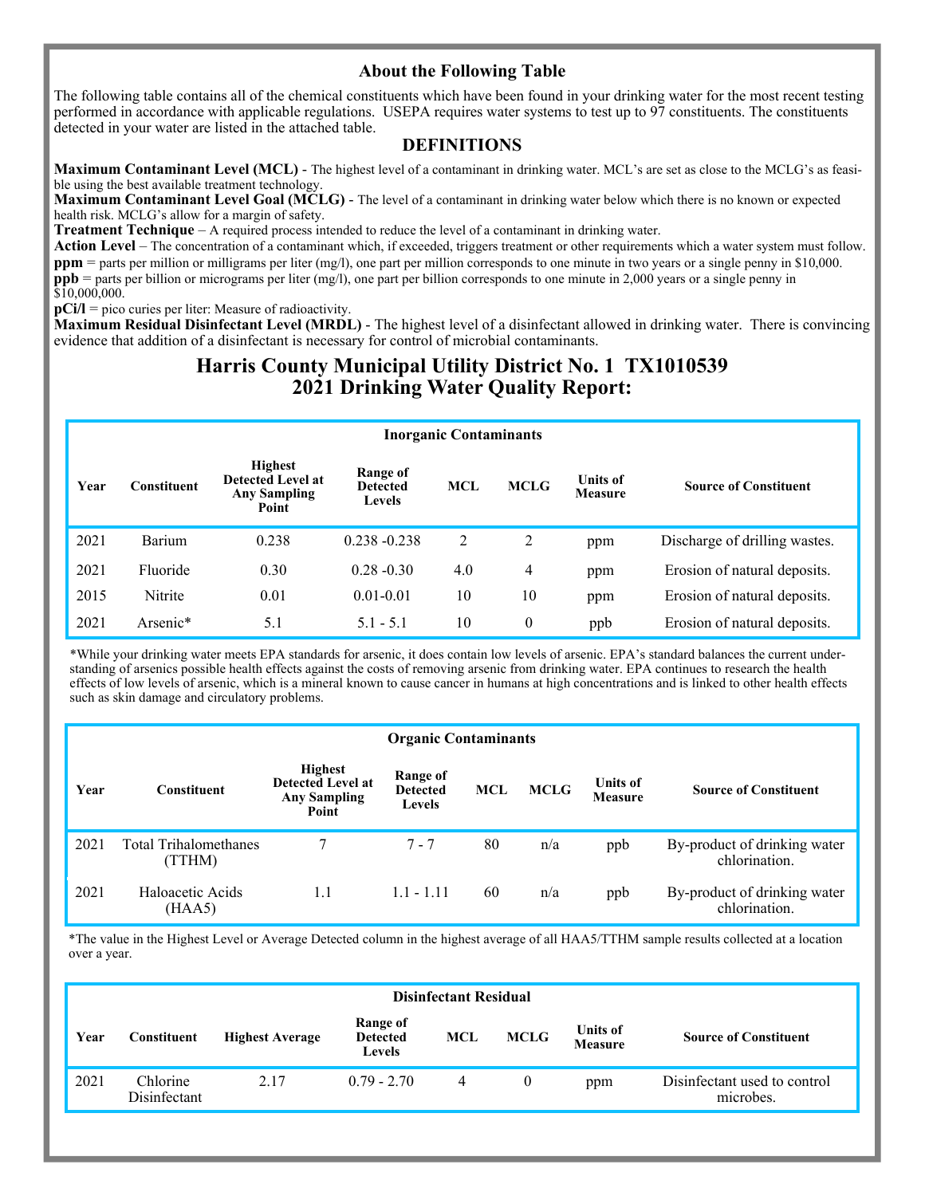## About the Following Table

The following table contains all of the chemical constituents which have been found in your drinking water for the most recent testing performed in accordance with applicable regulations. USEPA requires water systems to test up to 97 constituents. The constituents detected in your water are listed in the attached table.

## DEFINITIONS

**Maximum Contaminant Level (MCL)** - The highest level of a contaminant in drinking water. MCL's are set as close to the MCLG's as feasible using the best available treatment technology.
**Maximum Contaminant Level Goal (MCLG)** - The level of a contaminant in drinking water below which there is no known or expected health risk. MCLG's allow for a margin of safety.
**Treatment Technique** – A required process intended to reduce the level of a contaminant in drinking water.
**Action Level** – The concentration of a contaminant which, if exceeded, triggers treatment or other requirements which a water system must follow.
**ppm** = parts per million or milligrams per liter (mg/l), one part per million corresponds to one minute in two years or a single penny in $10,000.
**ppb** = parts per billion or micrograms per liter (mg/l), one part per billion corresponds to one minute in 2,000 years or a single penny in $10,000,000.
**pCi/l** = pico curies per liter: Measure of radioactivity.
**Maximum Residual Disinfectant Level (MRDL)** - The highest level of a disinfectant allowed in drinking water. There is convincing evidence that addition of a disinfectant is necessary for control of microbial contaminants.

# Harris County Municipal Utility District No. 1 TX1010539
# 2021 Drinking Water Quality Report:

**Inorganic Contaminants**

| Year | Constituent | Highest Detected Level at Any Sampling Point | Range of Detected Levels | MCL | MCLG | Units of Measure | Source of Constituent |
|---|---|---|---|---|---|---|---|
| 2021 | Barium | 0.238 | 0.238 -0.238 | 2 | 2 | ppm | Discharge of drilling wastes. |
| 2021 | Fluoride | 0.30 | 0.28 -0.30 | 4.0 | 4 | ppm | Erosion of natural deposits. |
| 2015 | Nitrite | 0.01 | 0.01-0.01 | 10 | 10 | ppm | Erosion of natural deposits. |
| 2021 | Arsenic* | 5.1 | 5.1 - 5.1 | 10 | 0 | ppb | Erosion of natural deposits. |

*While your drinking water meets EPA standards for arsenic, it does contain low levels of arsenic. EPA's standard balances the current understanding of arsenics possible health effects against the costs of removing arsenic from drinking water. EPA continues to research the health effects of low levels of arsenic, which is a mineral known to cause cancer in humans at high concentrations and is linked to other health effects such as skin damage and circulatory problems.

**Organic Contaminants**

| Year | Constituent | Highest Detected Level at Any Sampling Point | Range of Detected Levels | MCL | MCLG | Units of Measure | Source of Constituent |
|---|---|---|---|---|---|---|---|
| 2021 | Total Trihalomethanes (TTHM) | 7 | 7 - 7 | 80 | n/a | ppb | By-product of drinking water chlorination. |
| 2021 | Haloacetic Acids (HAA5) | 1.1 | 1.1 - 1.11 | 60 | n/a | ppb | By-product of drinking water chlorination. |

*The value in the Highest Level or Average Detected column in the highest average of all HAA5/TTHM sample results collected at a location over a year.

**Disinfectant Residual**

| Year | Constituent | Highest Average | Range of Detected Levels | MCL | MCLG | Units of Measure | Source of Constituent |
|---|---|---|---|---|---|---|---|
| 2021 | Chlorine Disinfectant | 2.17 | 0.79 - 2.70 | 4 | 0 | ppm | Disinfectant used to control microbes. |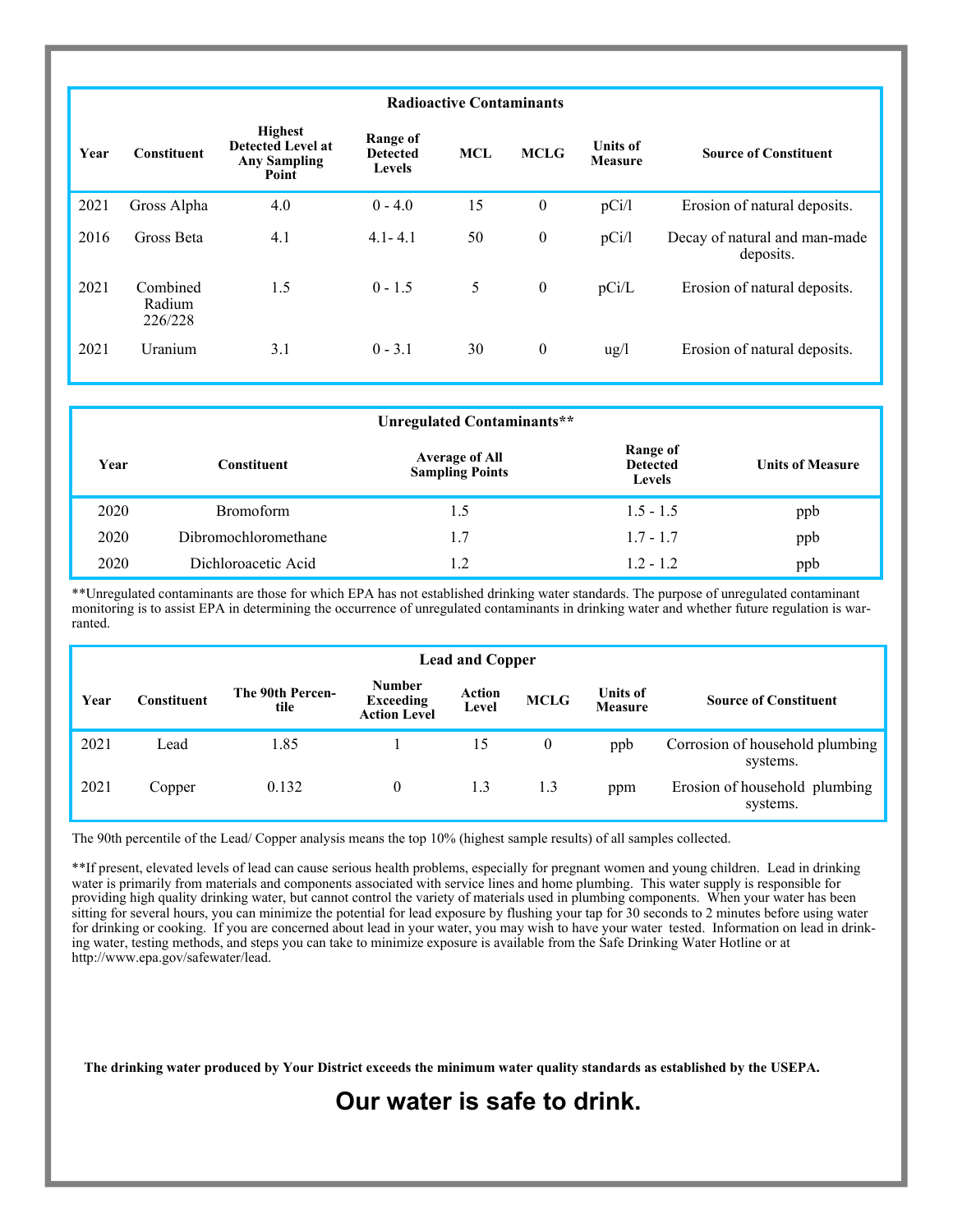| Radioactive Contaminants | | | | | | | |
|---|---|---|---|---|---|---|---|
| **Year** | **Constituent** | **Highest Detected Level at Any Sampling Point** | **Range of Detected Levels** | **MCL** | **MCLG** | **Units of Measure** | **Source of Constituent** |
| 2021 | Gross Alpha | 4.0 | 0 - 4.0 | 15 | 0 | pCi/l | Erosion of natural deposits. |
| 2016 | Gross Beta | 4.1 | 4.1- 4.1 | 50 | 0 | pCi/l | Decay of natural and man-made deposits. |
| 2021 | Combined Radium 226/228 | 1.5 | 0 - 1.5 | 5 | 0 | pCi/L | Erosion of natural deposits. |
| 2021 | Uranium | 3.1 | 0 - 3.1 | 30 | 0 | ug/l | Erosion of natural deposits. |

| Unregulated Contaminants** | | | | |
|---|---|---|---|---|
| **Year** | **Constituent** | **Average of All Sampling Points** | **Range of Detected Levels** | **Units of Measure** |
| 2020 | Bromoform | 1.5 | 1.5 - 1.5 | ppb |
| 2020 | Dibromochloromethane | 1.7 | 1.7 - 1.7 | ppb |
| 2020 | Dichloroacetic Acid | 1.2 | 1.2 - 1.2 | ppb |

**Unregulated contaminants are those for which EPA has not established drinking water standards. The purpose of unregulated contaminant monitoring is to assist EPA in determining the occurrence of unregulated contaminants in drinking water and whether future regulation is warranted.

| Lead and Copper | | | | | | | |
|---|---|---|---|---|---|---|---|
| **Year** | **Constituent** | **The 90th Percentile** | **Number Exceeding Action Level** | **Action Level** | **MCLG** | **Units of Measure** | **Source of Constituent** |
| 2021 | Lead | 1.85 | 1 | 15 | 0 | ppb | Corrosion of household plumbing systems. |
| 2021 | Copper | 0.132 | 0 | 1.3 | 1.3 | ppm | Erosion of household plumbing systems. |

The 90th percentile of the Lead/ Copper analysis means the top 10% (highest sample results) of all samples collected.

**If present, elevated levels of lead can cause serious health problems, especially for pregnant women and young children. Lead in drinking water is primarily from materials and components associated with service lines and home plumbing. This water supply is responsible for providing high quality drinking water, but cannot control the variety of materials used in plumbing components. When your water has been sitting for several hours, you can minimize the potential for lead exposure by flushing your tap for 30 seconds to 2 minutes before using water for drinking or cooking. If you are concerned about lead in your water, you may wish to have your water tested. Information on lead in drinking water, testing methods, and steps you can take to minimize exposure is available from the Safe Drinking Water Hotline or at http://www.epa.gov/safewater/lead.

**The drinking water produced by Your District exceeds the minimum water quality standards as established by the USEPA.**

## Our water is safe to drink.